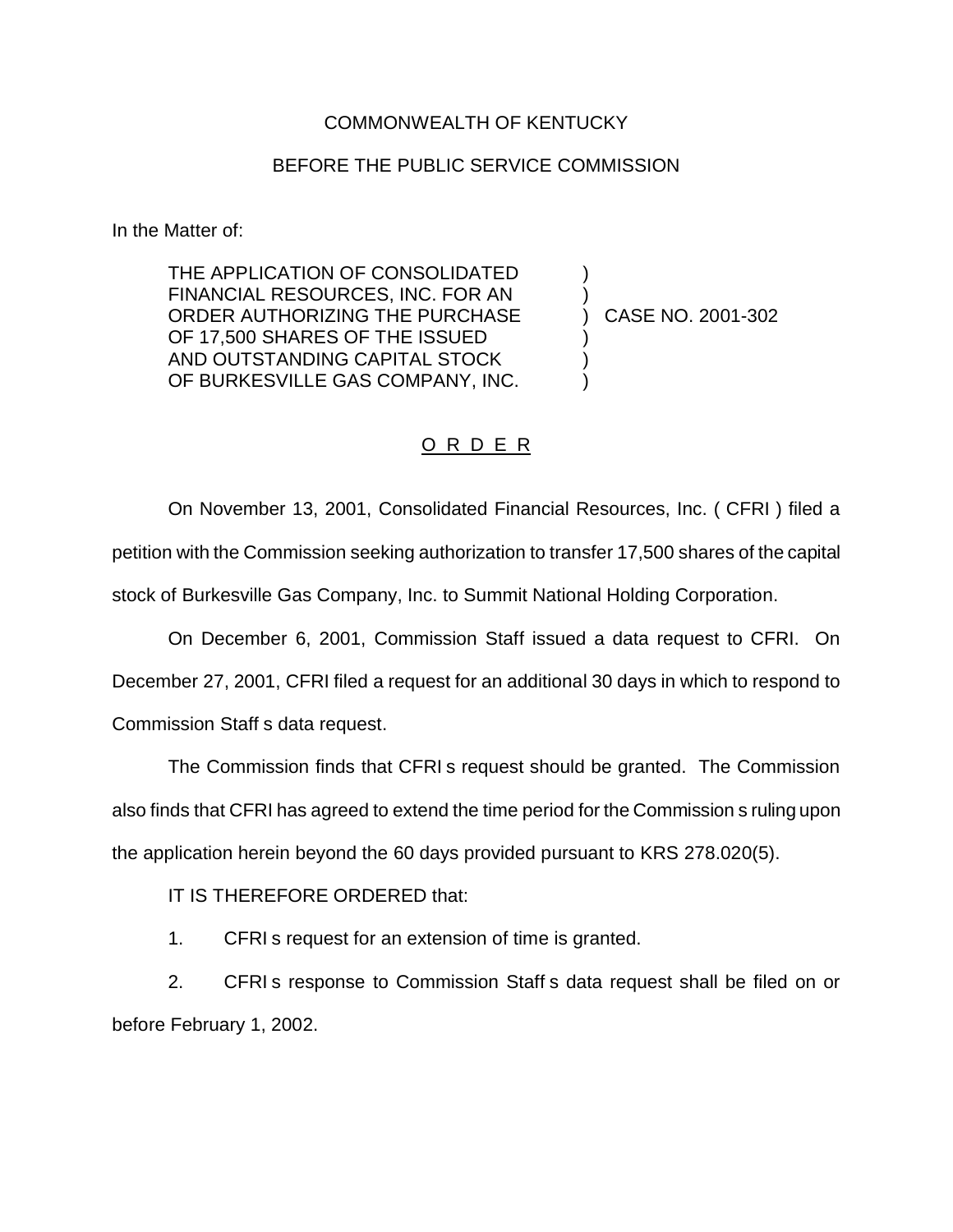COMMONWEALTH OF KENTUCKY

BEFORE THE PUBLIC SERVICE COMMISSION

In the Matter of:

| | | |
|---|---|---|
| THE APPLICATION OF CONSOLIDATED FINANCIAL RESOURCES, INC. FOR AN ORDER AUTHORIZING THE PURCHASE OF 17,500 SHARES OF THE ISSUED AND OUTSTANDING CAPITAL STOCK OF BURKESVILLE GAS COMPANY, INC. | ) | CASE NO. 2001-302 |

## O R D E R

On November 13, 2001, Consolidated Financial Resources, Inc. ( CFRI ) filed a petition with the Commission seeking authorization to transfer 17,500 shares of the capital stock of Burkesville Gas Company, Inc. to Summit National Holding Corporation.

On December 6, 2001, Commission Staff issued a data request to CFRI. On December 27, 2001, CFRI filed a request for an additional 30 days in which to respond to Commission Staff s data request.

The Commission finds that CFRI s request should be granted. The Commission also finds that CFRI has agreed to extend the time period for the Commission s ruling upon the application herein beyond the 60 days provided pursuant to KRS 278.020(5).

IT IS THEREFORE ORDERED that:

1. CFRI s request for an extension of time is granted.

2. CFRI s response to Commission Staff s data request shall be filed on or before February 1, 2002.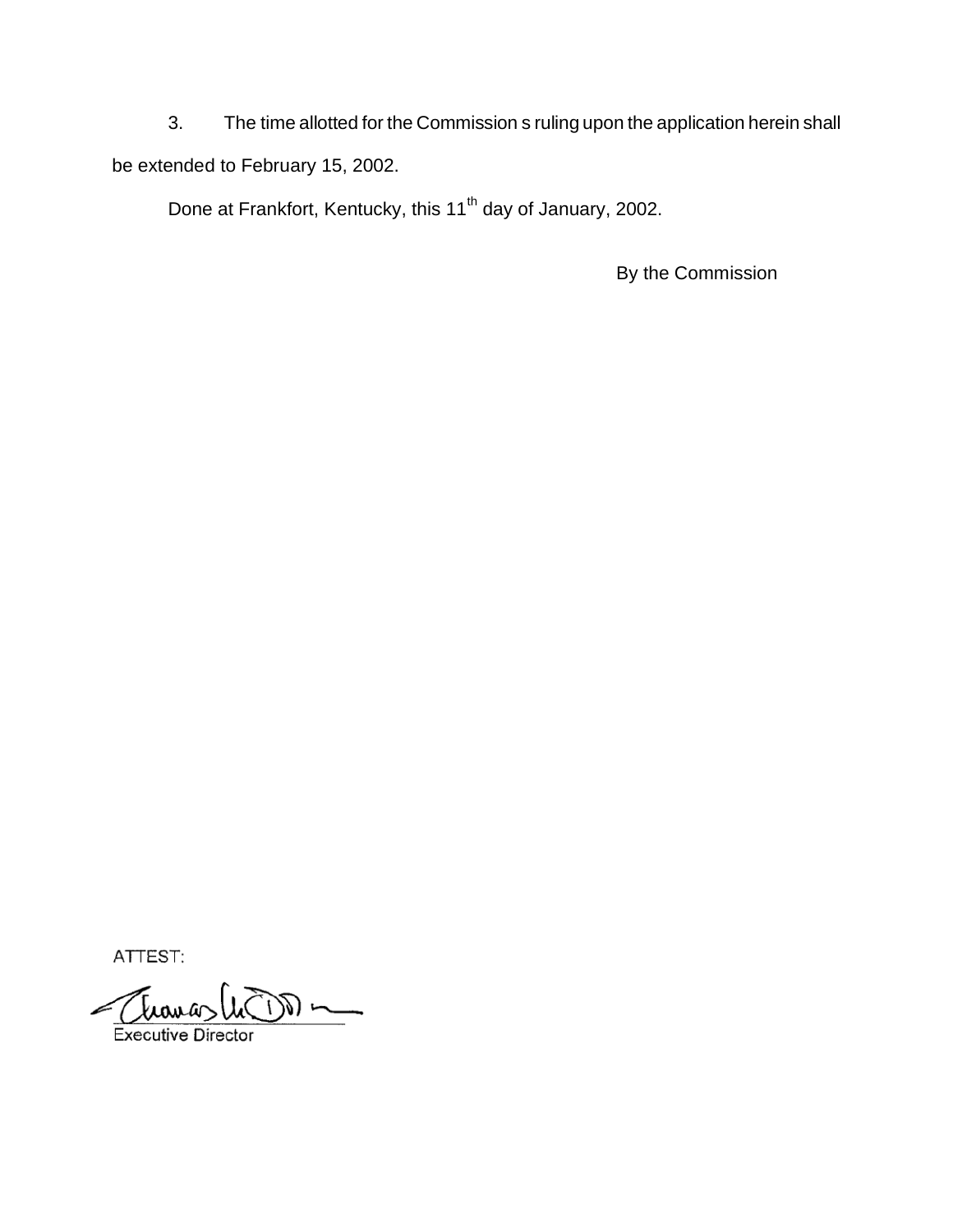3. The time allotted for the Commission s ruling upon the application herein shall be extended to February 15, 2002.

Done at Frankfort, Kentucky, this 11th day of January, 2002.

By the Commission

ATTEST:

Executive Director